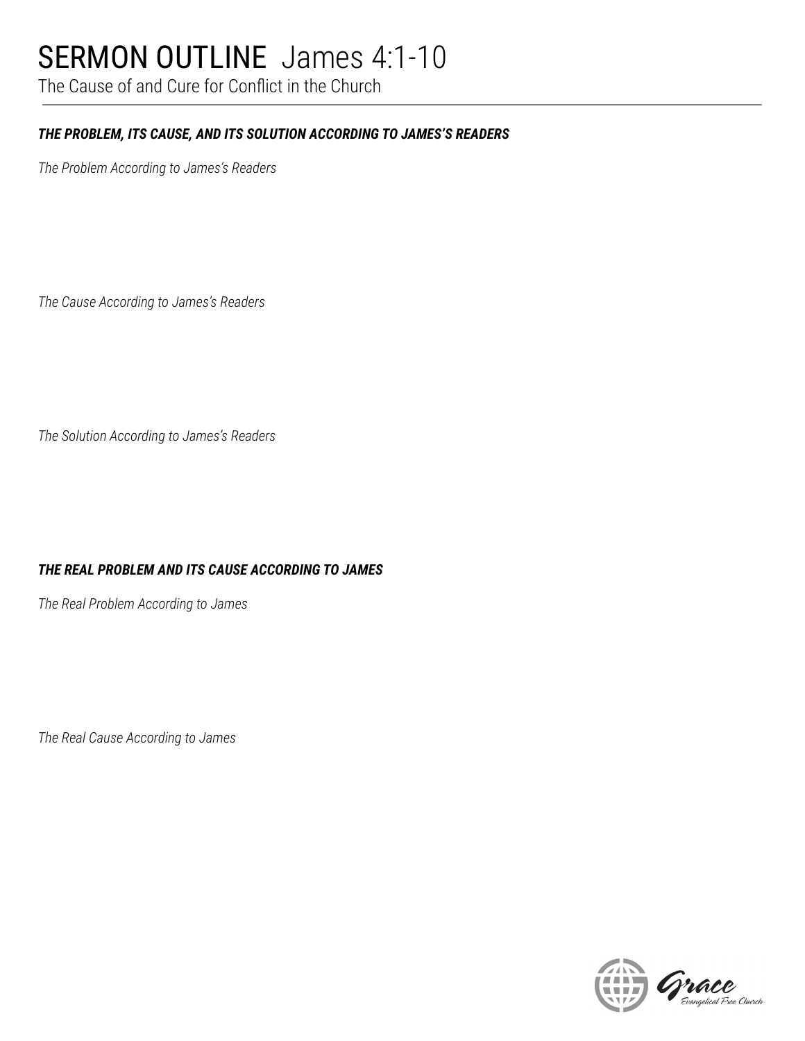# SERMON OUTLINE James 4:1-10

The Cause of and Cure for Conflict in the Church

## *THE PROBLEM, ITS CAUSE, AND ITS SOLUTION ACCORDING TO JAMES'S READERS*

*The Problem According to James's Readers*

*The Cause According to James's Readers*

*The Solution According to James's Readers*

## *THE REAL PROBLEM AND ITS CAUSE ACCORDING TO JAMES*

*The Real Problem According to James*

*The Real Cause According to James*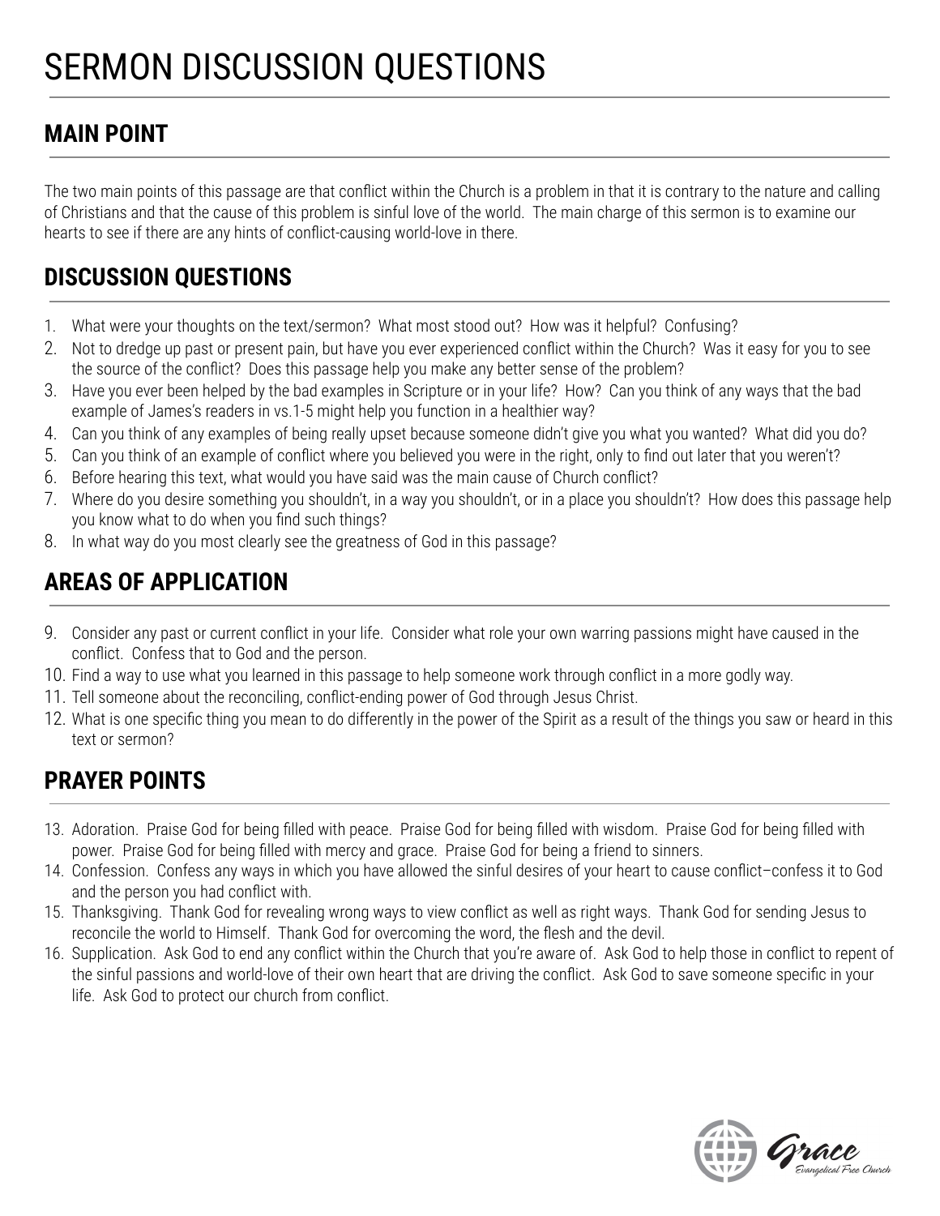# SERMON DISCUSSION QUESTIONS

## MAIN POINT

The two main points of this passage are that conflict within the Church is a problem in that it is contrary to the nature and calling of Christians and that the cause of this problem is sinful love of the world. The main charge of this sermon is to examine our hearts to see if there are any hints of conflict-causing world-love in there.

## DISCUSSION QUESTIONS

1. What were your thoughts on the text/sermon? What most stood out? How was it helpful? Confusing?
2. Not to dredge up past or present pain, but have you ever experienced conflict within the Church? Was it easy for you to see the source of the conflict? Does this passage help you make any better sense of the problem?
3. Have you ever been helped by the bad examples in Scripture or in your life? How? Can you think of any ways that the bad example of James's readers in vs.1-5 might help you function in a healthier way?
4. Can you think of any examples of being really upset because someone didn't give you what you wanted? What did you do?
5. Can you think of an example of conflict where you believed you were in the right, only to find out later that you weren't?
6. Before hearing this text, what would you have said was the main cause of Church conflict?
7. Where do you desire something you shouldn't, in a way you shouldn't, or in a place you shouldn't? How does this passage help you know what to do when you find such things?
8. In what way do you most clearly see the greatness of God in this passage?

## AREAS OF APPLICATION

9. Consider any past or current conflict in your life. Consider what role your own warring passions might have caused in the conflict. Confess that to God and the person.
10. Find a way to use what you learned in this passage to help someone work through conflict in a more godly way.
11. Tell someone about the reconciling, conflict-ending power of God through Jesus Christ.
12. What is one specific thing you mean to do differently in the power of the Spirit as a result of the things you saw or heard in this text or sermon?

## PRAYER POINTS

13. Adoration. Praise God for being filled with peace. Praise God for being filled with wisdom. Praise God for being filled with power. Praise God for being filled with mercy and grace. Praise God for being a friend to sinners.
14. Confession. Confess any ways in which you have allowed the sinful desires of your heart to cause conflict–confess it to God and the person you had conflict with.
15. Thanksgiving. Thank God for revealing wrong ways to view conflict as well as right ways. Thank God for sending Jesus to reconcile the world to Himself. Thank God for overcoming the word, the flesh and the devil.
16. Supplication. Ask God to end any conflict within the Church that you're aware of. Ask God to help those in conflict to repent of the sinful passions and world-love of their own heart that are driving the conflict. Ask God to save someone specific in your life. Ask God to protect our church from conflict.

Grace
Evangelical Free Church